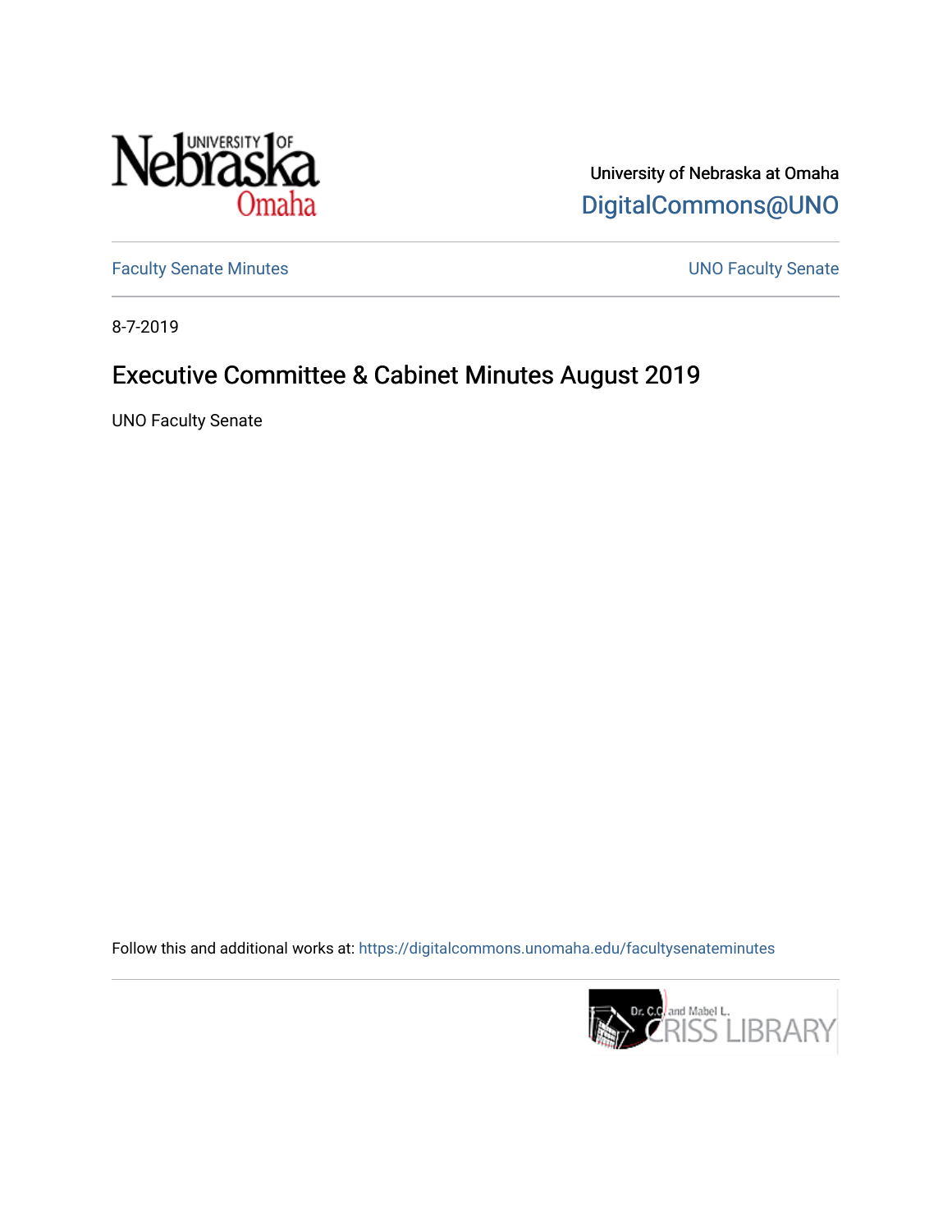University of Nebraska at Omaha

DigitalCommons@UNO

Faculty Senate Minutes

UNO Faculty Senate

8-7-2019

# Executive Committee & Cabinet Minutes August 2019

UNO Faculty Senate

Follow this and additional works at: https://digitalcommons.unomaha.edu/facultysenateminutes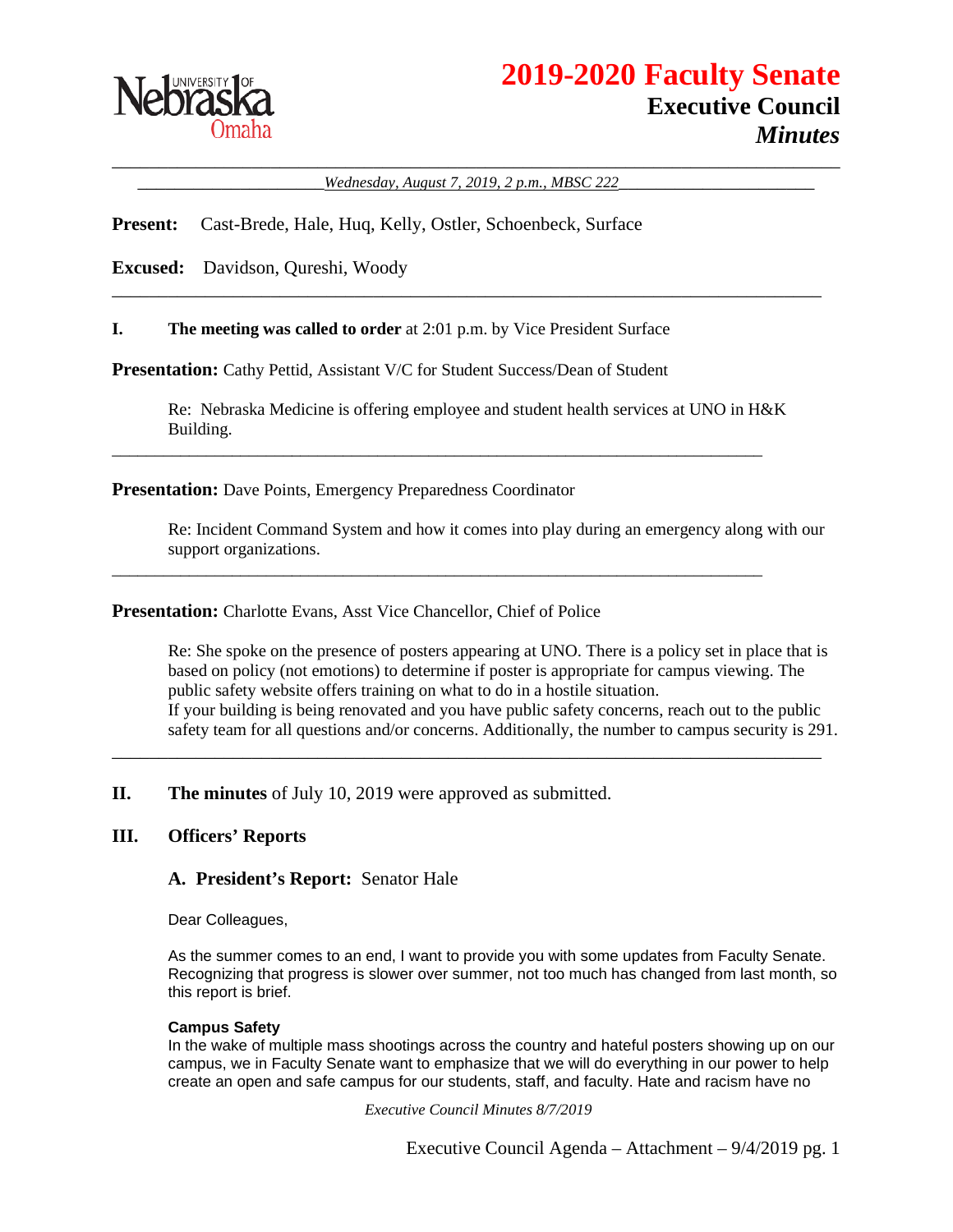# 2019-2020 Faculty Senate

## Executive Council

### *Minutes*

*Wednesday, August 7, 2019, 2 p.m., MBSC 222*

**Present:** Cast-Brede, Hale, Huq, Kelly, Ostler, Schoenbeck, Surface

**Excused:** Davidson, Qureshi, Woody

---

**I. The meeting was called to order** at 2:01 p.m. by Vice President Surface

**Presentation:** Cathy Pettid, Assistant V/C for Student Success/Dean of Student

Re: Nebraska Medicine is offering employee and student health services at UNO in H&K Building.

---

**Presentation:** Dave Points, Emergency Preparedness Coordinator

Re: Incident Command System and how it comes into play during an emergency along with our support organizations.

---

**Presentation:** Charlotte Evans, Asst Vice Chancellor, Chief of Police

Re: She spoke on the presence of posters appearing at UNO. There is a policy set in place that is based on policy (not emotions) to determine if poster is appropriate for campus viewing. The public safety website offers training on what to do in a hostile situation.
If your building is being renovated and you have public safety concerns, reach out to the public safety team for all questions and/or concerns. Additionally, the number to campus security is 291.

---

**II. The minutes** of July 10, 2019 were approved as submitted.

**III. Officers' Reports**

**A. President's Report:** Senator Hale

Dear Colleagues,

As the summer comes to an end, I want to provide you with some updates from Faculty Senate. Recognizing that progress is slower over summer, not too much has changed from last month, so this report is brief.

**Campus Safety**
In the wake of multiple mass shootings across the country and hateful posters showing up on our campus, we in Faculty Senate want to emphasize that we will do everything in our power to help create an open and safe campus for our students, staff, and faculty. Hate and racism have no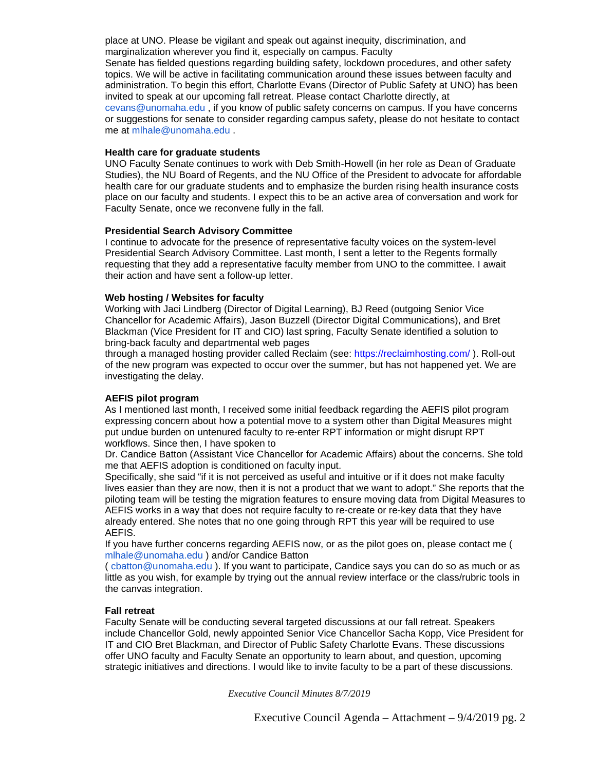place at UNO. Please be vigilant and speak out against inequity, discrimination, and marginalization wherever you find it, especially on campus. Faculty Senate has fielded questions regarding building safety, lockdown procedures, and other safety topics. We will be active in facilitating communication around these issues between faculty and administration. To begin this effort, Charlotte Evans (Director of Public Safety at UNO) has been invited to speak at our upcoming fall retreat. Please contact Charlotte directly, at cevans@unomaha.edu , if you know of public safety concerns on campus. If you have concerns or suggestions for senate to consider regarding campus safety, please do not hesitate to contact me at mlhale@unomaha.edu .

**Health care for graduate students**
UNO Faculty Senate continues to work with Deb Smith-Howell (in her role as Dean of Graduate Studies), the NU Board of Regents, and the NU Office of the President to advocate for affordable health care for our graduate students and to emphasize the burden rising health insurance costs place on our faculty and students. I expect this to be an active area of conversation and work for Faculty Senate, once we reconvene fully in the fall.

**Presidential Search Advisory Committee**
I continue to advocate for the presence of representative faculty voices on the system-level Presidential Search Advisory Committee. Last month, I sent a letter to the Regents formally requesting that they add a representative faculty member from UNO to the committee. I await their action and have sent a follow-up letter.

**Web hosting / Websites for faculty**
Working with Jaci Lindberg (Director of Digital Learning), BJ Reed (outgoing Senior Vice Chancellor for Academic Affairs), Jason Buzzell (Director Digital Communications), and Bret Blackman (Vice President for IT and CIO) last spring, Faculty Senate identified a solution to bring-back faculty and departmental web pages through a managed hosting provider called Reclaim (see: https://reclaimhosting.com/ ). Roll-out of the new program was expected to occur over the summer, but has not happened yet. We are investigating the delay.

**AEFIS pilot program**
As I mentioned last month, I received some initial feedback regarding the AEFIS pilot program expressing concern about how a potential move to a system other than Digital Measures might put undue burden on untenured faculty to re-enter RPT information or might disrupt RPT workflows. Since then, I have spoken to Dr. Candice Batton (Assistant Vice Chancellor for Academic Affairs) about the concerns. She told me that AEFIS adoption is conditioned on faculty input.
Specifically, she said "if it is not perceived as useful and intuitive or if it does not make faculty lives easier than they are now, then it is not a product that we want to adopt." She reports that the piloting team will be testing the migration features to ensure moving data from Digital Measures to AEFIS works in a way that does not require faculty to re-create or re-key data that they have already entered. She notes that no one going through RPT this year will be required to use AEFIS.
If you have further concerns regarding AEFIS now, or as the pilot goes on, please contact me ( mlhale@unomaha.edu ) and/or Candice Batton ( cbatton@unomaha.edu ). If you want to participate, Candice says you can do so as much or as little as you wish, for example by trying out the annual review interface or the class/rubric tools in the canvas integration.

**Fall retreat**
Faculty Senate will be conducting several targeted discussions at our fall retreat. Speakers include Chancellor Gold, newly appointed Senior Vice Chancellor Sacha Kopp, Vice President for IT and CIO Bret Blackman, and Director of Public Safety Charlotte Evans. These discussions offer UNO faculty and Faculty Senate an opportunity to learn about, and question, upcoming strategic initiatives and directions. I would like to invite faculty to be a part of these discussions.

*Executive Council Minutes 8/7/2019*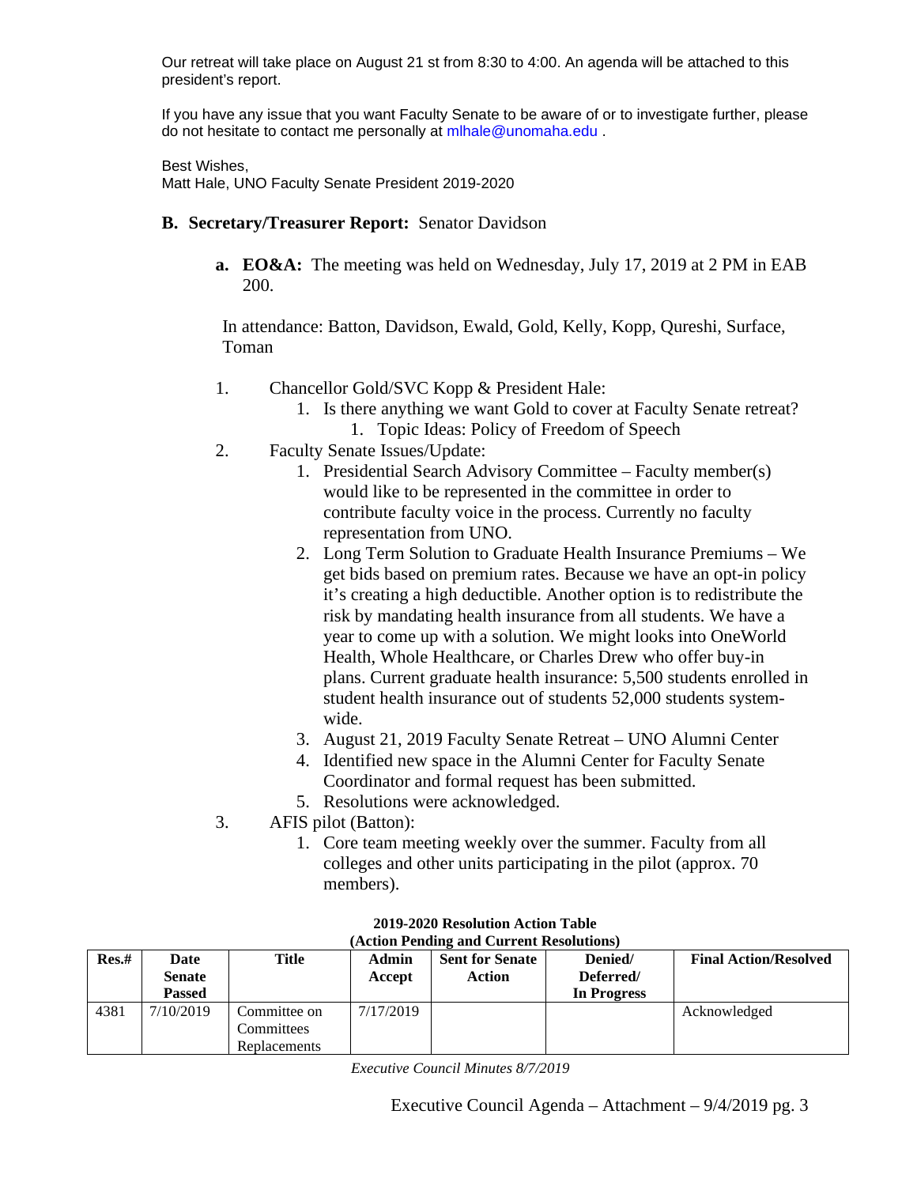Our retreat will take place on August 21 st from 8:30 to 4:00. An agenda will be attached to this president's report.

If you have any issue that you want Faculty Senate to be aware of or to investigate further, please do not hesitate to contact me personally at mlhale@unomaha.edu .

Best Wishes,
Matt Hale, UNO Faculty Senate President 2019-2020

**B. Secretary/Treasurer Report:** Senator Davidson

**a. EO&A:** The meeting was held on Wednesday, July 17, 2019 at 2 PM in EAB 200.

In attendance: Batton, Davidson, Ewald, Gold, Kelly, Kopp, Qureshi, Surface, Toman

1. Chancellor Gold/SVC Kopp & President Hale:
   1. Is there anything we want Gold to cover at Faculty Senate retreat?
      1. Topic Ideas: Policy of Freedom of Speech
2. Faculty Senate Issues/Update:
   1. Presidential Search Advisory Committee – Faculty member(s) would like to be represented in the committee in order to contribute faculty voice in the process. Currently no faculty representation from UNO.
   2. Long Term Solution to Graduate Health Insurance Premiums – We get bids based on premium rates. Because we have an opt-in policy it's creating a high deductible. Another option is to redistribute the risk by mandating health insurance from all students. We have a year to come up with a solution. We might looks into OneWorld Health, Whole Healthcare, or Charles Drew who offer buy-in plans. Current graduate health insurance: 5,500 students enrolled in student health insurance out of students 52,000 students system-wide.
   3. August 21, 2019 Faculty Senate Retreat – UNO Alumni Center
   4. Identified new space in the Alumni Center for Faculty Senate Coordinator and formal request has been submitted.
   5. Resolutions were acknowledged.
3. AFIS pilot (Batton):
   1. Core team meeting weekly over the summer. Faculty from all colleges and other units participating in the pilot (approx. 70 members).

**2019-2020 Resolution Action Table**
**(Action Pending and Current Resolutions)**

| Res.# | Date Senate Passed | Title | Admin Accept | Sent for Senate Action | Denied/ Deferred/ In Progress | Final Action/Resolved |
|---|---|---|---|---|---|---|
| 4381 | 7/10/2019 | Committee on Committees Replacements | 7/17/2019 | | | Acknowledged |

*Executive Council Minutes 8/7/2019*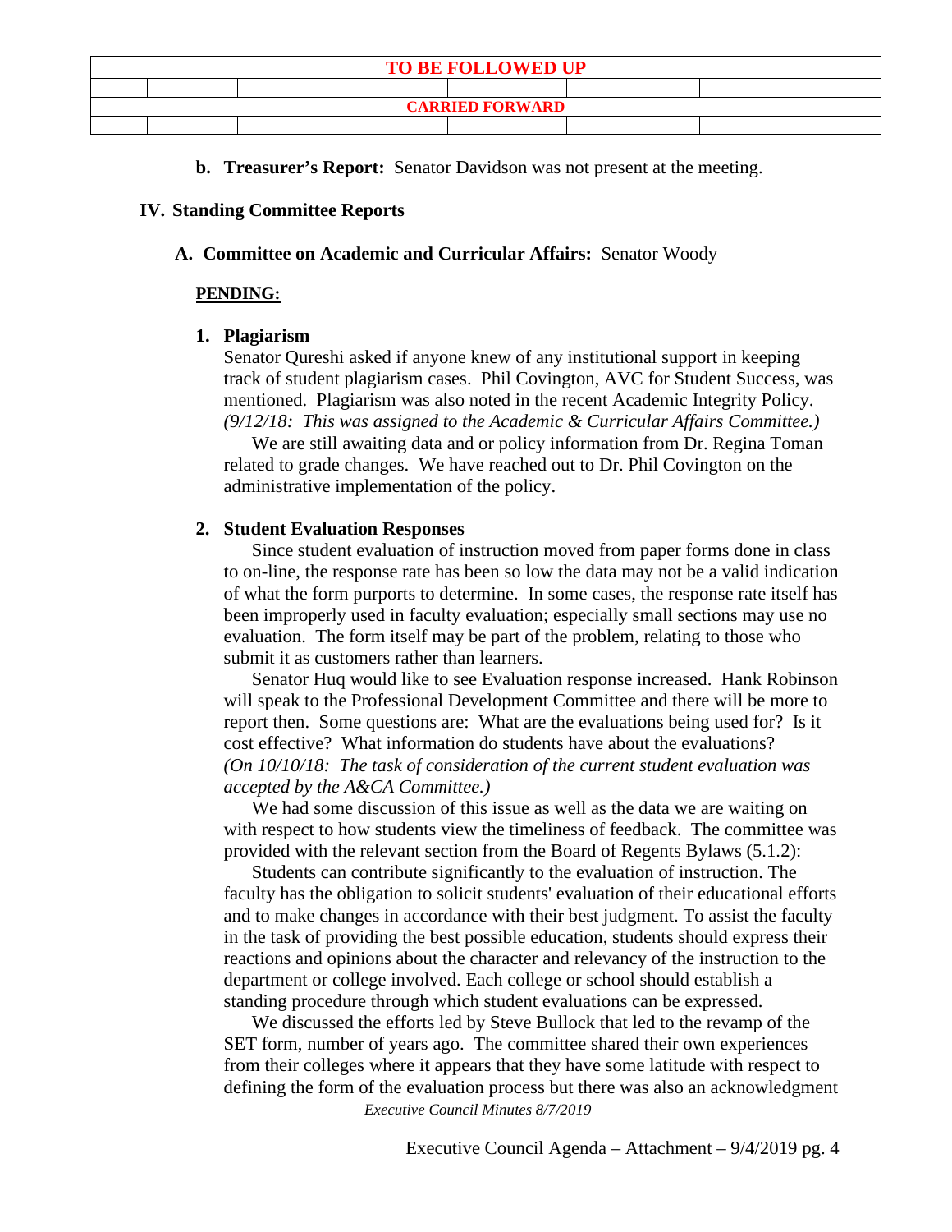| TO BE FOLLOWED UP | | | | | | |
|---|---|---|---|---|---|---|
| | | | | | | |
| **CARRIED FORWARD** | | | | | | |
| | | | | | | |

**b. Treasurer's Report:** Senator Davidson was not present at the meeting.

## IV. Standing Committee Reports

### A. Committee on Academic and Curricular Affairs: Senator Woody

**PENDING:**

**1. Plagiarism**

Senator Qureshi asked if anyone knew of any institutional support in keeping track of student plagiarism cases. Phil Covington, AVC for Student Success, was mentioned. Plagiarism was also noted in the recent Academic Integrity Policy. *(9/12/18: This was assigned to the Academic & Curricular Affairs Committee.)*

We are still awaiting data and or policy information from Dr. Regina Toman related to grade changes. We have reached out to Dr. Phil Covington on the administrative implementation of the policy.

**2. Student Evaluation Responses**

Since student evaluation of instruction moved from paper forms done in class to on-line, the response rate has been so low the data may not be a valid indication of what the form purports to determine. In some cases, the response rate itself has been improperly used in faculty evaluation; especially small sections may use no evaluation. The form itself may be part of the problem, relating to those who submit it as customers rather than learners.

Senator Huq would like to see Evaluation response increased. Hank Robinson will speak to the Professional Development Committee and there will be more to report then. Some questions are: What are the evaluations being used for? Is it cost effective? What information do students have about the evaluations? *(On 10/10/18: The task of consideration of the current student evaluation was accepted by the A&CA Committee.)*

We had some discussion of this issue as well as the data we are waiting on with respect to how students view the timeliness of feedback. The committee was provided with the relevant section from the Board of Regents Bylaws (5.1.2):

Students can contribute significantly to the evaluation of instruction. The faculty has the obligation to solicit students' evaluation of their educational efforts and to make changes in accordance with their best judgment. To assist the faculty in the task of providing the best possible education, students should express their reactions and opinions about the character and relevancy of the instruction to the department or college involved. Each college or school should establish a standing procedure through which student evaluations can be expressed.

We discussed the efforts led by Steve Bullock that led to the revamp of the SET form, number of years ago. The committee shared their own experiences from their colleges where it appears that they have some latitude with respect to defining the form of the evaluation process but there was also an acknowledgment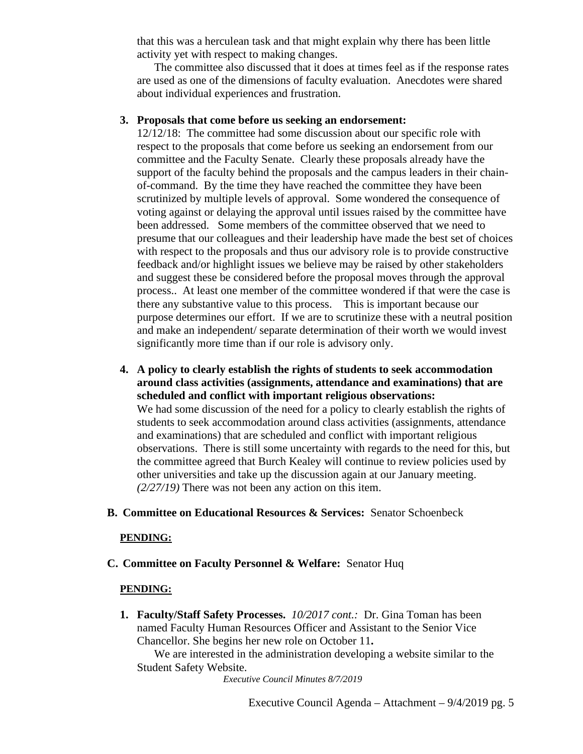that this was a herculean task and that might explain why there has been little activity yet with respect to making changes.

The committee also discussed that it does at times feel as if the response rates are used as one of the dimensions of faculty evaluation. Anecdotes were shared about individual experiences and frustration.

3. **Proposals that come before us seeking an endorsement:**
   12/12/18: The committee had some discussion about our specific role with respect to the proposals that come before us seeking an endorsement from our committee and the Faculty Senate. Clearly these proposals already have the support of the faculty behind the proposals and the campus leaders in their chain-of-command. By the time they have reached the committee they have been scrutinized by multiple levels of approval. Some wondered the consequence of voting against or delaying the approval until issues raised by the committee have been addressed. Some members of the committee observed that we need to presume that our colleagues and their leadership have made the best set of choices with respect to the proposals and thus our advisory role is to provide constructive feedback and/or highlight issues we believe may be raised by other stakeholders and suggest these be considered before the proposal moves through the approval process.. At least one member of the committee wondered if that were the case is there any substantive value to this process. This is important because our purpose determines our effort. If we are to scrutinize these with a neutral position and make an independent/ separate determination of their worth we would invest significantly more time than if our role is advisory only.

4. **A policy to clearly establish the rights of students to seek accommodation around class activities (assignments, attendance and examinations) that are scheduled and conflict with important religious observations:**
   We had some discussion of the need for a policy to clearly establish the rights of students to seek accommodation around class activities (assignments, attendance and examinations) that are scheduled and conflict with important religious observations. There is still some uncertainty with regards to the need for this, but the committee agreed that Burch Kealey will continue to review policies used by other universities and take up the discussion again at our January meeting. *(2/27/19)* There was not been any action on this item.

**B. Committee on Educational Resources & Services:** Senator Schoenbeck

**PENDING:**

**C. Committee on Faculty Personnel & Welfare:** Senator Huq

**PENDING:**

1. **Faculty/Staff Safety Processes.** *10/2017 cont.:* Dr. Gina Toman has been named Faculty Human Resources Officer and Assistant to the Senior Vice Chancellor. She begins her new role on October 11**.**

   We are interested in the administration developing a website similar to the Student Safety Website.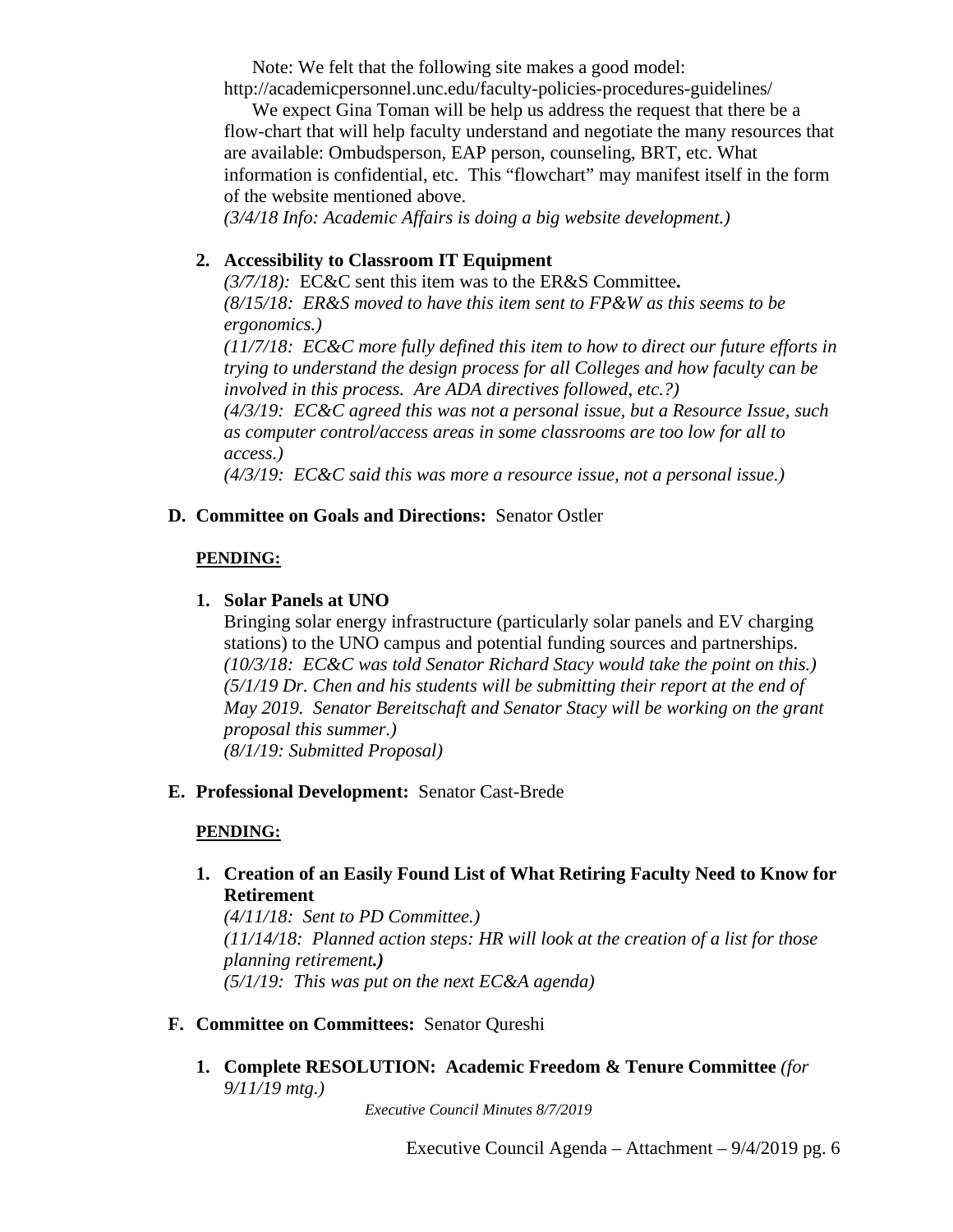Note: We felt that the following site makes a good model: http://academicpersonnel.unc.edu/faculty-policies-procedures-guidelines/

We expect Gina Toman will be help us address the request that there be a flow-chart that will help faculty understand and negotiate the many resources that are available: Ombudsperson, EAP person, counseling, BRT, etc. What information is confidential, etc. This "flowchart" may manifest itself in the form of the website mentioned above.

*(3/4/18 Info: Academic Affairs is doing a big website development.)*

2. **Accessibility to Classroom IT Equipment**

   *(3/7/18):* EC&C sent this item was to the ER&S Committee**.**
   *(8/15/18: ER&S moved to have this item sent to FP&W as this seems to be ergonomics.)*
   *(11/7/18: EC&C more fully defined this item to how to direct our future efforts in trying to understand the design process for all Colleges and how faculty can be involved in this process. Are ADA directives followed, etc.?)*
   *(4/3/19: EC&C agreed this was not a personal issue, but a Resource Issue, such as computer control/access areas in some classrooms are too low for all to access.)*
   *(4/3/19: EC&C said this was more a resource issue, not a personal issue.)*

**D. Committee on Goals and Directions:** Senator Ostler

**PENDING:**

1. **Solar Panels at UNO**

   Bringing solar energy infrastructure (particularly solar panels and EV charging stations) to the UNO campus and potential funding sources and partnerships.
   *(10/3/18: EC&C was told Senator Richard Stacy would take the point on this.)*
   *(5/1/19 Dr. Chen and his students will be submitting their report at the end of May 2019. Senator Bereitschaft and Senator Stacy will be working on the grant proposal this summer.)*
   *(8/1/19: Submitted Proposal)*

**E. Professional Development:** Senator Cast-Brede

**PENDING:**

1. **Creation of an Easily Found List of What Retiring Faculty Need to Know for Retirement**

   *(4/11/18: Sent to PD Committee.)*
   *(11/14/18: Planned action steps: HR will look at the creation of a list for those planning retirement**.)***
   *(5/1/19: This was put on the next EC&A agenda)*

**F. Committee on Committees:** Senator Qureshi

1. **Complete RESOLUTION: Academic Freedom & Tenure Committee** *(for 9/11/19 mtg.)*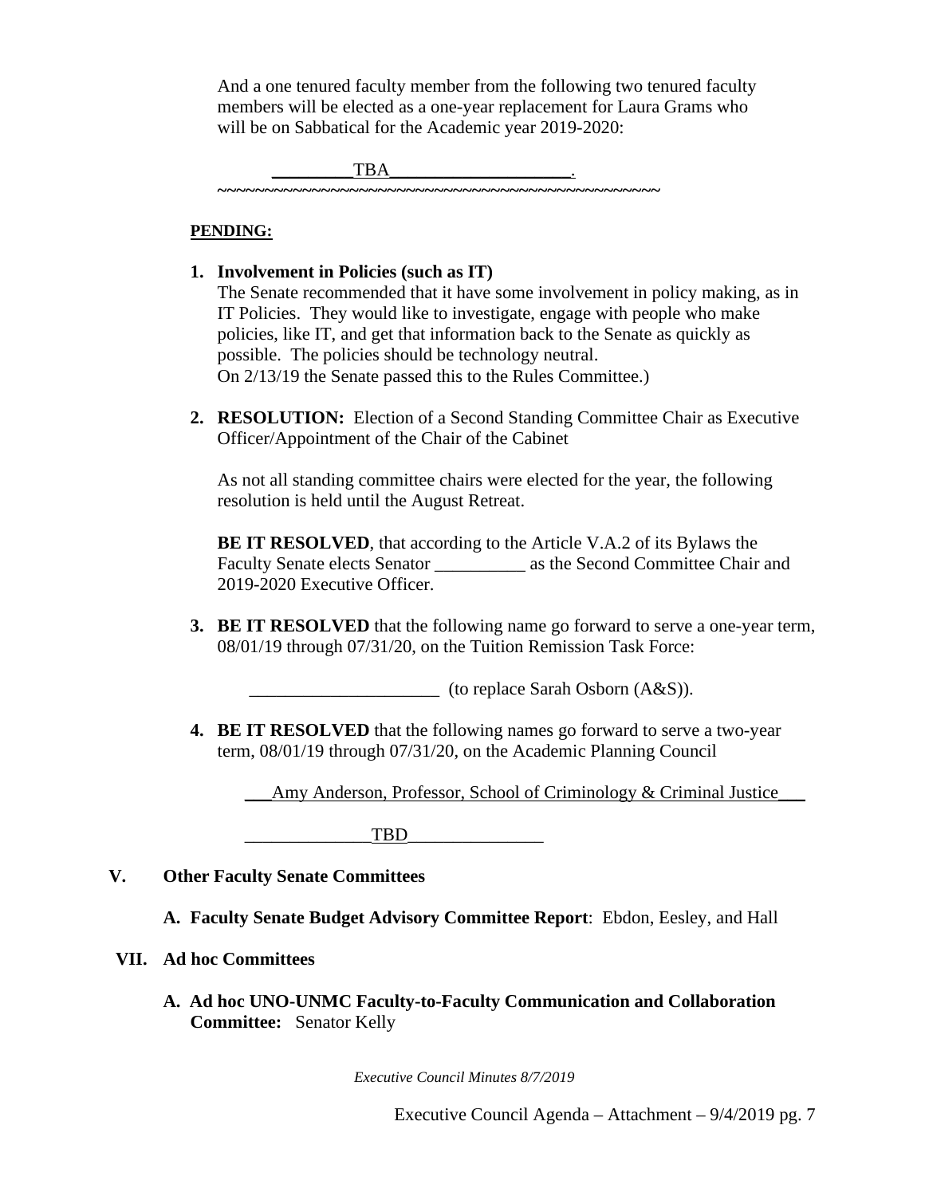And a one tenured faculty member from the following two tenured faculty members will be elected as a one-year replacement for Laura Grams who will be on Sabbatical for the Academic year 2019-2020:

_________TBA_____________________.

~~~~~~~~~~~~~~~~~~~~~~~~~~~~~~~~~~~~~~~~~~~~~~~~~~~~~~

**PENDING:**

1. **Involvement in Policies (such as IT)**
   The Senate recommended that it have some involvement in policy making, as in IT Policies. They would like to investigate, engage with people who make policies, like IT, and get that information back to the Senate as quickly as possible. The policies should be technology neutral.
   On 2/13/19 the Senate passed this to the Rules Committee.)

2. **RESOLUTION:** Election of a Second Standing Committee Chair as Executive Officer/Appointment of the Chair of the Cabinet

   As not all standing committee chairs were elected for the year, the following resolution is held until the August Retreat.

   **BE IT RESOLVED**, that according to the Article V.A.2 of its Bylaws the Faculty Senate elects Senator __________ as the Second Committee Chair and 2019-2020 Executive Officer.

3. **BE IT RESOLVED** that the following name go forward to serve a one-year term, 08/01/19 through 07/31/20, on the Tuition Remission Task Force:

   _____________________ (to replace Sarah Osborn (A&S)).

4. **BE IT RESOLVED** that the following names go forward to serve a two-year term, 08/01/19 through 07/31/20, on the Academic Planning Council

   ___Amy Anderson, Professor, School of Criminology & Criminal Justice___

   ______________TBD_______________

## V. Other Faculty Senate Committees

**A. Faculty Senate Budget Advisory Committee Report**: Ebdon, Eesley, and Hall

## VII. Ad hoc Committees

**A. Ad hoc UNO-UNMC Faculty-to-Faculty Communication and Collaboration Committee:** Senator Kelly

*Executive Council Minutes 8/7/2019*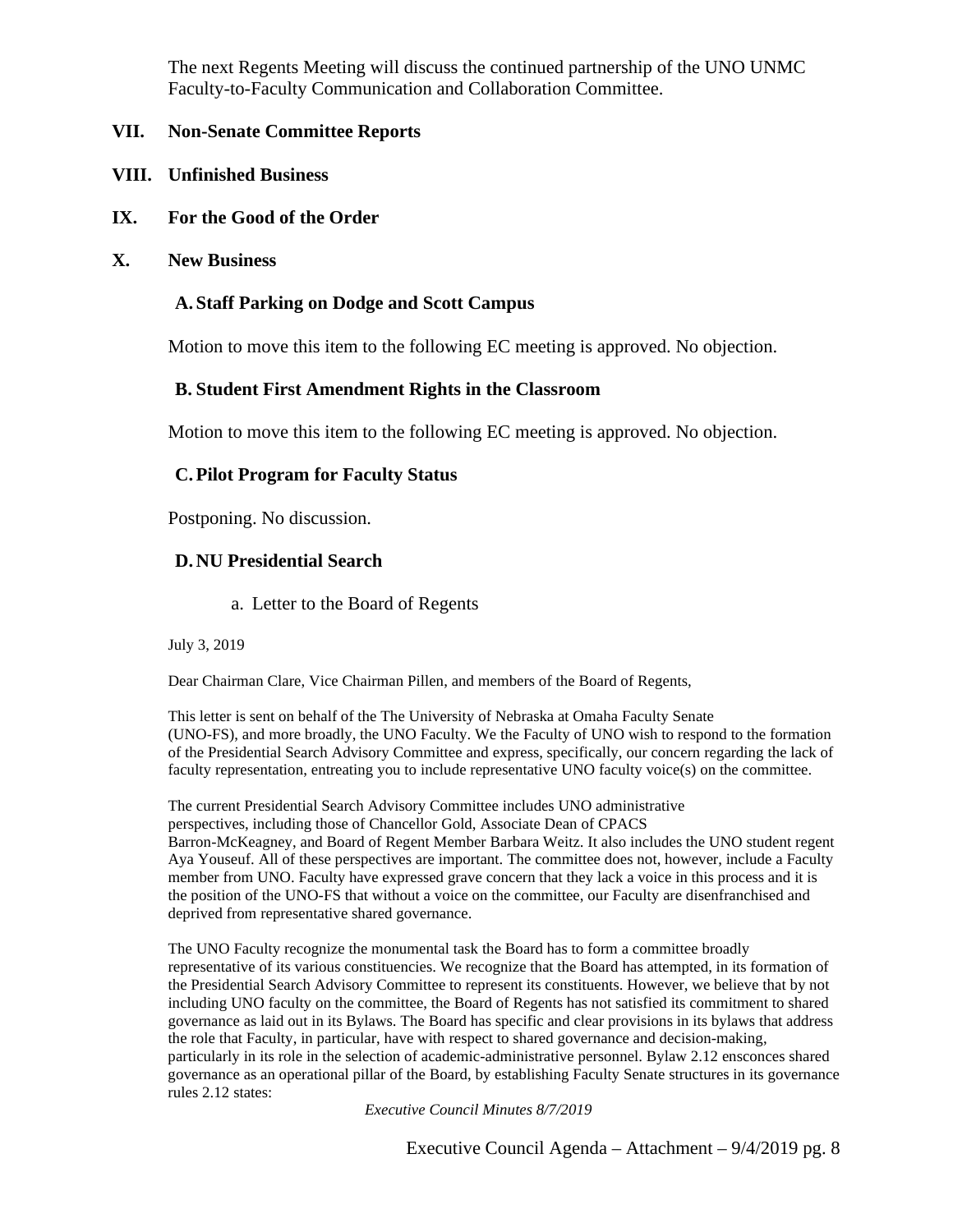The next Regents Meeting will discuss the continued partnership of the UNO UNMC Faculty-to-Faculty Communication and Collaboration Committee.

## VII. Non-Senate Committee Reports

## VIII. Unfinished Business

## IX. For the Good of the Order

## X. New Business

### A. Staff Parking on Dodge and Scott Campus

Motion to move this item to the following EC meeting is approved. No objection.

### B. Student First Amendment Rights in the Classroom

Motion to move this item to the following EC meeting is approved. No objection.

### C. Pilot Program for Faculty Status

Postponing. No discussion.

### D. NU Presidential Search

a. Letter to the Board of Regents

July 3, 2019

Dear Chairman Clare, Vice Chairman Pillen, and members of the Board of Regents,

This letter is sent on behalf of the The University of Nebraska at Omaha Faculty Senate (UNO-FS), and more broadly, the UNO Faculty. We the Faculty of UNO wish to respond to the formation of the Presidential Search Advisory Committee and express, specifically, our concern regarding the lack of faculty representation, entreating you to include representative UNO faculty voice(s) on the committee.

The current Presidential Search Advisory Committee includes UNO administrative perspectives, including those of Chancellor Gold, Associate Dean of CPACS Barron-McKeagney, and Board of Regent Member Barbara Weitz. It also includes the UNO student regent Aya Youseuf. All of these perspectives are important. The committee does not, however, include a Faculty member from UNO. Faculty have expressed grave concern that they lack a voice in this process and it is the position of the UNO-FS that without a voice on the committee, our Faculty are disenfranchised and deprived from representative shared governance.

The UNO Faculty recognize the monumental task the Board has to form a committee broadly representative of its various constituencies. We recognize that the Board has attempted, in its formation of the Presidential Search Advisory Committee to represent its constituents. However, we believe that by not including UNO faculty on the committee, the Board of Regents has not satisfied its commitment to shared governance as laid out in its Bylaws. The Board has specific and clear provisions in its bylaws that address the role that Faculty, in particular, have with respect to shared governance and decision-making, particularly in its role in the selection of academic-administrative personnel. Bylaw 2.12 ensconces shared governance as an operational pillar of the Board, by establishing Faculty Senate structures in its governance rules 2.12 states:

*Executive Council Minutes 8/7/2019*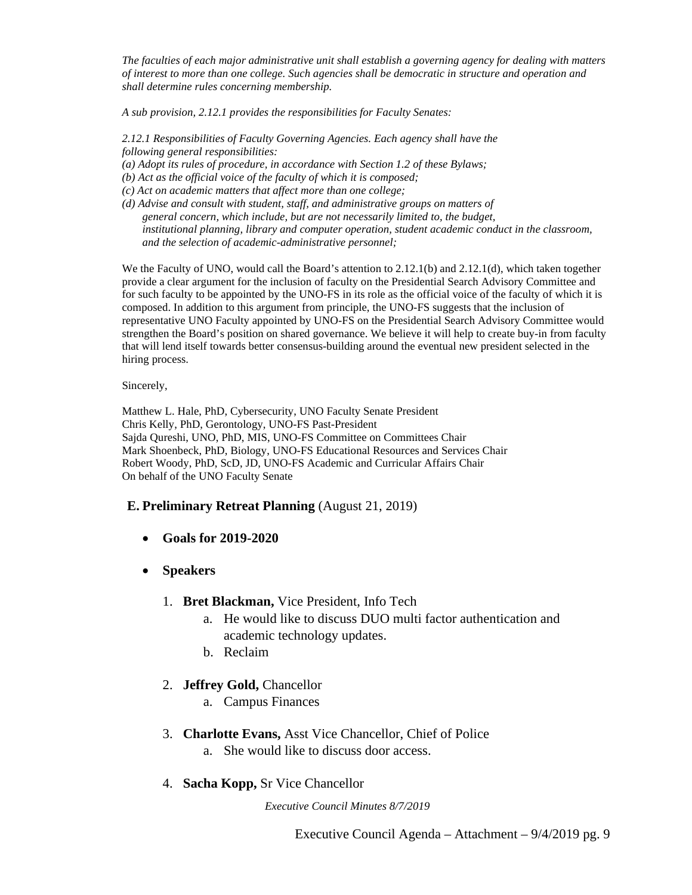*The faculties of each major administrative unit shall establish a governing agency for dealing with matters of interest to more than one college. Such agencies shall be democratic in structure and operation and shall determine rules concerning membership.*

*A sub provision, 2.12.1 provides the responsibilities for Faculty Senates:*

*2.12.1 Responsibilities of Faculty Governing Agencies. Each agency shall have the following general responsibilities:*
*(a) Adopt its rules of procedure, in accordance with Section 1.2 of these Bylaws;*
*(b) Act as the official voice of the faculty of which it is composed;*
*(c) Act on academic matters that affect more than one college;*
*(d) Advise and consult with student, staff, and administrative groups on matters of general concern, which include, but are not necessarily limited to, the budget, institutional planning, library and computer operation, student academic conduct in the classroom, and the selection of academic-administrative personnel;*

We the Faculty of UNO, would call the Board's attention to 2.12.1(b) and 2.12.1(d), which taken together provide a clear argument for the inclusion of faculty on the Presidential Search Advisory Committee and for such faculty to be appointed by the UNO-FS in its role as the official voice of the faculty of which it is composed. In addition to this argument from principle, the UNO-FS suggests that the inclusion of representative UNO Faculty appointed by UNO-FS on the Presidential Search Advisory Committee would strengthen the Board's position on shared governance. We believe it will help to create buy-in from faculty that will lend itself towards better consensus-building around the eventual new president selected in the hiring process.

Sincerely,

Matthew L. Hale, PhD, Cybersecurity, UNO Faculty Senate President
Chris Kelly, PhD, Gerontology, UNO-FS Past-President
Sajda Qureshi, UNO, PhD, MIS, UNO-FS Committee on Committees Chair
Mark Shoenbeck, PhD, Biology, UNO-FS Educational Resources and Services Chair
Robert Woody, PhD, ScD, JD, UNO-FS Academic and Curricular Affairs Chair
On behalf of the UNO Faculty Senate

**E. Preliminary Retreat Planning** (August 21, 2019)

- **Goals for 2019-2020**
- **Speakers**
  1. **Bret Blackman,** Vice President, Info Tech
     a. He would like to discuss DUO multi factor authentication and academic technology updates.
     b. Reclaim
  2. **Jeffrey Gold,** Chancellor
     a. Campus Finances
  3. **Charlotte Evans,** Asst Vice Chancellor, Chief of Police
     a. She would like to discuss door access.
  4. **Sacha Kopp,** Sr Vice Chancellor

*Executive Council Minutes 8/7/2019*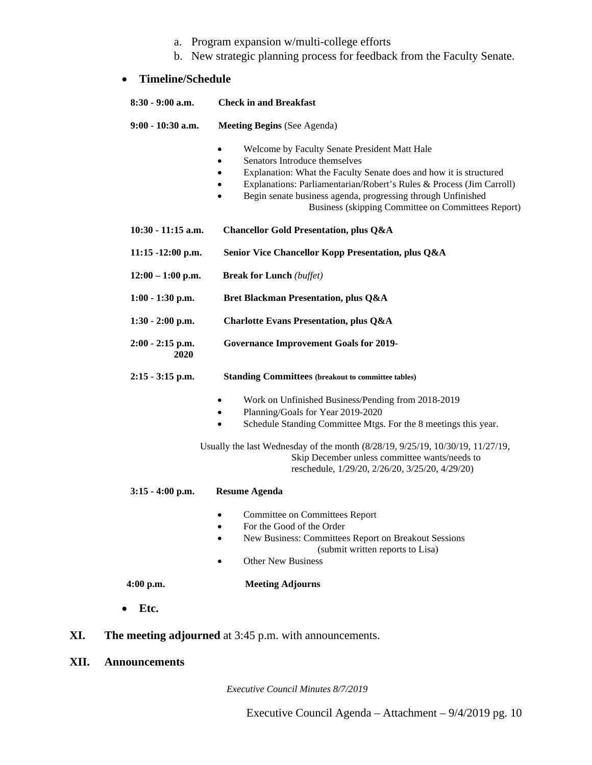a. Program expansion w/multi-college efforts
b. New strategic planning process for feedback from the Faculty Senate.

- **Timeline/Schedule**

| | |
|---|---|
| **8:30 - 9:00 a.m.** | **Check in and Breakfast** |
| **9:00 - 10:30 a.m.** | **Meeting Begins** (See Agenda) |

- Welcome by Faculty Senate President Matt Hale
- Senators Introduce themselves
- Explanation: What the Faculty Senate does and how it is structured
- Explanations: Parliamentarian/Robert's Rules & Process (Jim Carroll)
- Begin senate business agenda, progressing through Unfinished Business (skipping Committee on Committees Report)

| | |
|---|---|
| **10:30 - 11:15 a.m.** | **Chancellor Gold Presentation, plus Q&A** |
| **11:15 -12:00 p.m.** | **Senior Vice Chancellor Kopp Presentation, plus Q&A** |
| **12:00 – 1:00 p.m.** | **Break for Lunch** *(buffet)* |
| **1:00 - 1:30 p.m.** | **Bret Blackman Presentation, plus Q&A** |
| **1:30 - 2:00 p.m.** | **Charlotte Evans Presentation, plus Q&A** |
| **2:00 - 2:15 p.m.** | **Governance Improvement Goals for 2019-2020** |
| **2:15 - 3:15 p.m.** | **Standing Committees (breakout to committee tables)** |

- Work on Unfinished Business/Pending from 2018-2019
- Planning/Goals for Year 2019-2020
- Schedule Standing Committee Mtgs. For the 8 meetings this year.

Usually the last Wednesday of the month (8/28/19, 9/25/19, 10/30/19, 11/27/19, Skip December unless committee wants/needs to reschedule, 1/29/20, 2/26/20, 3/25/20, 4/29/20)

| | |
|---|---|
| **3:15 - 4:00 p.m.** | **Resume Agenda** |

- Committee on Committees Report
- For the Good of the Order
- New Business: Committees Report on Breakout Sessions (submit written reports to Lisa)
- Other New Business

| | |
|---|---|
| **4:00 p.m.** | **Meeting Adjourns** |

- **Etc.**

**XI. The meeting adjourned** at 3:45 p.m. with announcements.

**XII. Announcements**

*Executive Council Minutes 8/7/2019*